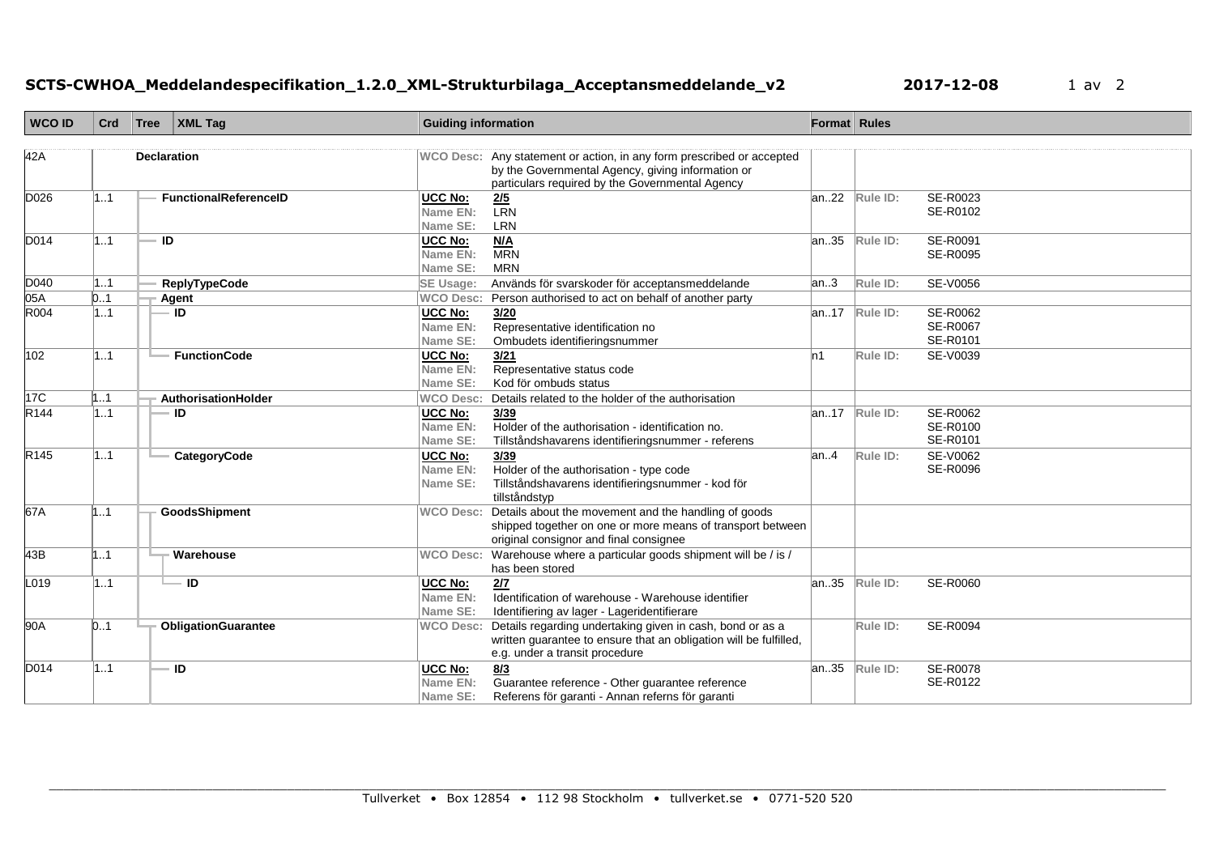# SCTS-CWHOA_Meddelandespecifikation_1.2.0_XML-Strukturbilaga_Acceptansmeddelande_v2

2017-12-08

| WCO ID | Crd | Tree / XML Tag | Guiding information | | Format | Rules | |
|---|---|---|---|---|---|---|---|
| 42A | | **Declaration** | WCO Desc: | Any statement or action, in any form prescribed or accepted by the Governmental Agency, giving information or particulars required by the Governmental Agency | | | |
| D026 | 1..1 | **FunctionalReferenceID** | UCC No:<br>Name EN:<br>Name SE: | 2/5<br>LRN<br>LRN | an..22 | Rule ID: | SE-R0023<br>SE-R0102 |
| D014 | 1..1 | **ID** | UCC No:<br>Name EN:<br>Name SE: | N/A<br>MRN<br>MRN | an..35 | Rule ID: | SE-R0091<br>SE-R0095 |
| D040 | 1..1 | **ReplyTypeCode** | SE Usage: | Används för svarskoder för acceptansmeddelande | an..3 | Rule ID: | SE-V0056 |
| 05A | 0..1 | **Agent** | WCO Desc: | Person authorised to act on behalf of another party | | | |
| R004 | 1..1 | **ID** | UCC No:<br>Name EN:<br>Name SE: | 3/20<br>Representative identification no<br>Ombudets identifieringsnummer | an..17 | Rule ID: | SE-R0062<br>SE-R0067<br>SE-R0101 |
| 102 | 1..1 | **FunctionCode** | UCC No:<br>Name EN:<br>Name SE: | 3/21<br>Representative status code<br>Kod för ombuds status | n1 | Rule ID: | SE-V0039 |
| 17C | 1..1 | **AuthorisationHolder** | WCO Desc: | Details related to the holder of the authorisation | | | |
| R144 | 1..1 | **ID** | UCC No:<br>Name EN:<br>Name SE: | 3/39<br>Holder of the authorisation - identification no.<br>Tillståndshavarens identifieringsnummer - referens | an..17 | Rule ID: | SE-R0062<br>SE-R0100<br>SE-R0101 |
| R145 | 1..1 | **CategoryCode** | UCC No:<br>Name EN:<br>Name SE: | 3/39<br>Holder of the authorisation - type code<br>Tillståndshavarens identifieringsnummer - kod för tillståndstyp | an..4 | Rule ID: | SE-V0062<br>SE-R0096 |
| 67A | 1..1 | **GoodsShipment** | WCO Desc: | Details about the movement and the handling of goods shipped together on one or more means of transport between original consignor and final consignee | | | |
| 43B | 1..1 | **Warehouse** | WCO Desc: | Warehouse where a particular goods shipment will be / is / has been stored | | | |
| L019 | 1..1 | **ID** | UCC No:<br>Name EN:<br>Name SE: | 2/7<br>Identification of warehouse - Warehouse identifier<br>Identifiering av lager - Lageridentifierare | an..35 | Rule ID: | SE-R0060 |
| 90A | 0..1 | **ObligationGuarantee** | WCO Desc: | Details regarding undertaking given in cash, bond or as a written guarantee to ensure that an obligation will be fulfilled, e.g. under a transit procedure | | Rule ID: | SE-R0094 |
| D014 | 1..1 | **ID** | UCC No:<br>Name EN:<br>Name SE: | 8/3<br>Guarantee reference - Other guarantee reference<br>Referens för garanti - Annan referns för garanti | an..35 | Rule ID: | SE-R0078<br>SE-R0122 |

Tullverket • Box 12854 • 112 98 Stockholm • tullverket.se • 0771-520 520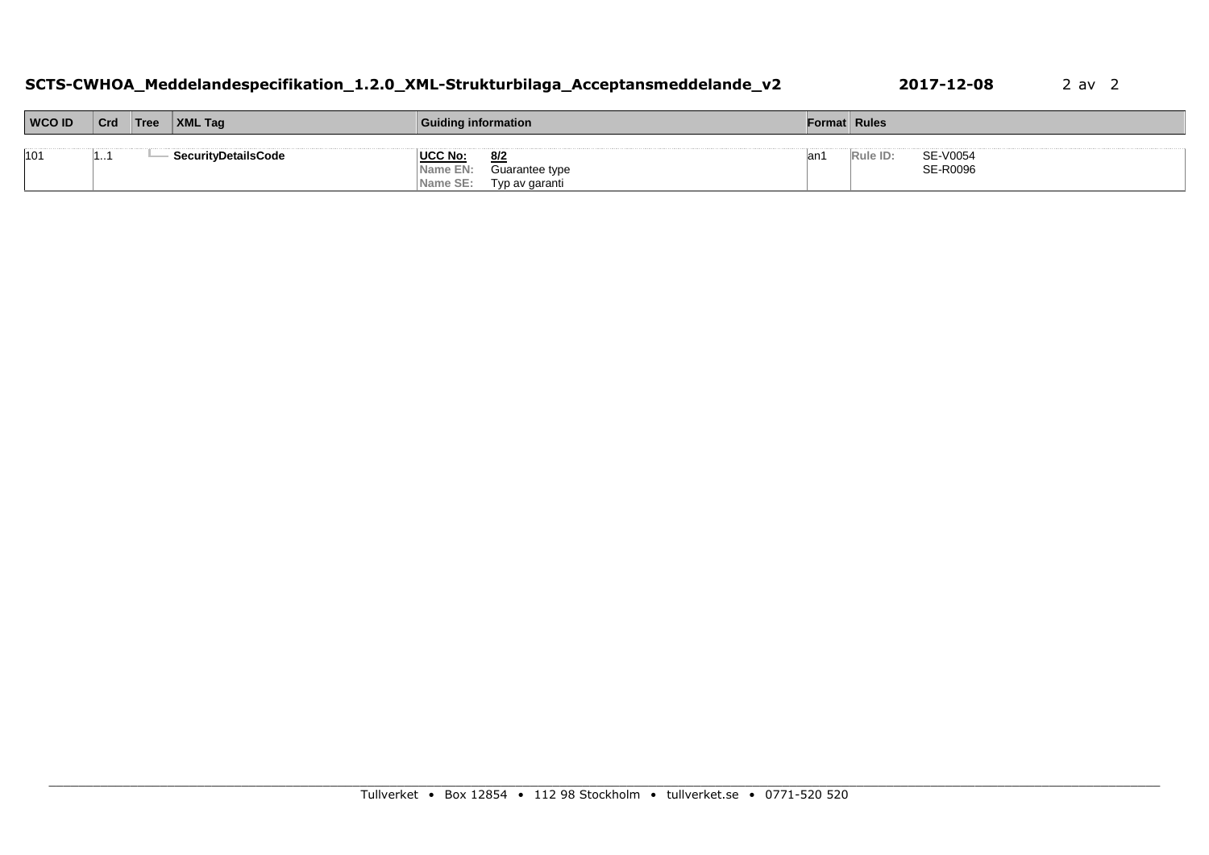| WCO ID | Crd | Tree | XML Tag | Guiding information | Format | Rules |
|---|---|---|---|---|---|---|
| 101 | 1..1 | └── | SecurityDetailsCode | **UCC No:** **8/2**<br>**Name EN:** Guarantee type<br>**Name SE:** Typ av garanti | an1 | **Rule ID:** SE-V0054<br>SE-R0096 |

Tullverket • Box 12854 • 112 98 Stockholm • tullverket.se • 0771-520 520